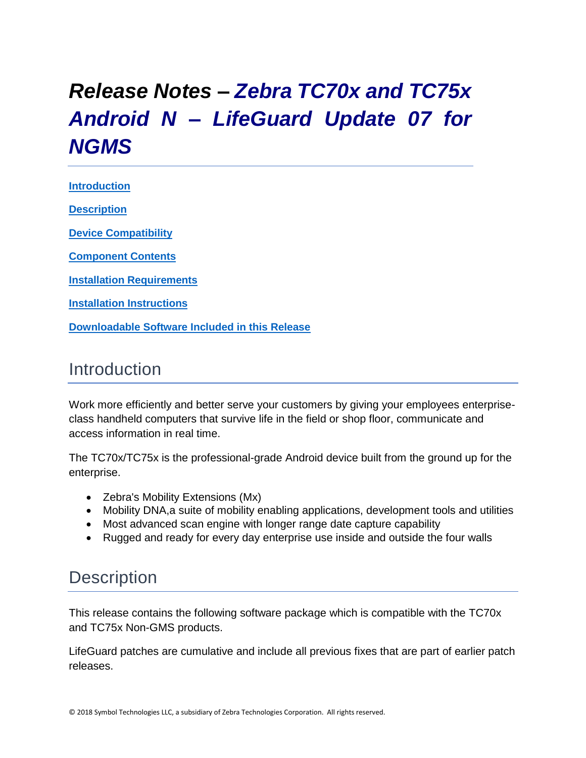# *Release Notes – Zebra TC70x and TC75x Android N – LifeGuard Update 07 for NGMS*

[Introduction](#introduction)

[Description](#description)

[Device Compatibility](#device-compatibility)

[Component Contents](#component-contents)

[Installation Requirements](#installation-requirements)

[Installation Instructions](#installation-instructions)

[Downloadable Software Included in this Release](#downloadable-software-included-in-this-release)

## Introduction

Work more efficiently and better serve your customers by giving your employees enterprise-class handheld computers that survive life in the field or shop floor, communicate and access information in real time.

The TC70x/TC75x is the professional-grade Android device built from the ground up for the enterprise.

- Zebra's Mobility Extensions (Mx)
- Mobility DNA,a suite of mobility enabling applications, development tools and utilities
- Most advanced scan engine with longer range date capture capability
- Rugged and ready for every day enterprise use inside and outside the four walls

## Description

This release contains the following software package which is compatible with the TC70x and TC75x Non-GMS products.

LifeGuard patches are cumulative and include all previous fixes that are part of earlier patch releases.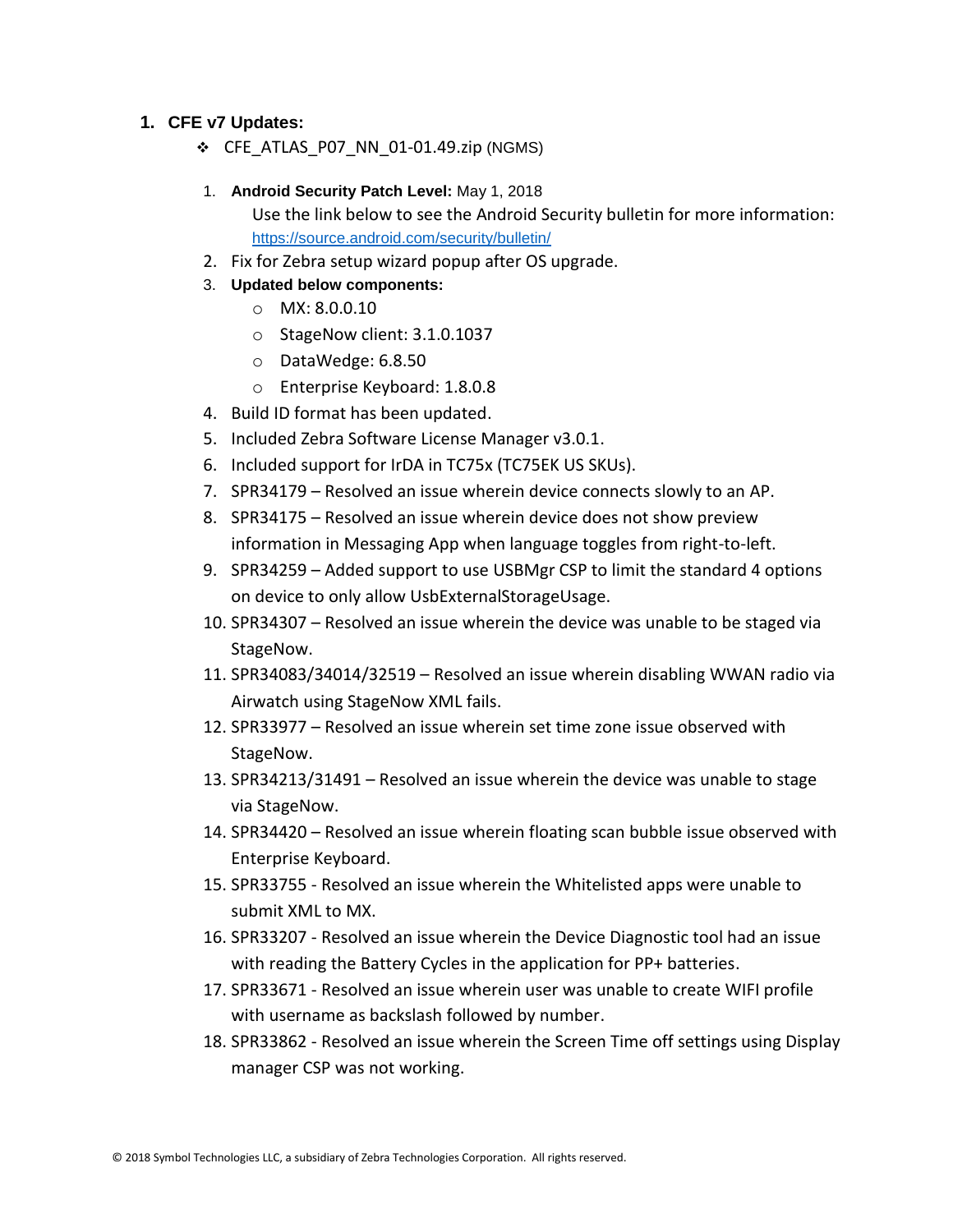## 1. CFE v7 Updates:

- CFE_ATLAS_P07_NN_01-01.49.zip (NGMS)

1. **Android Security Patch Level:** May 1, 2018
   Use the link below to see the Android Security bulletin for more information: https://source.android.com/security/bulletin/
2. Fix for Zebra setup wizard popup after OS upgrade.
3. **Updated below components:**
   - MX: 8.0.0.10
   - StageNow client: 3.1.0.1037
   - DataWedge: 6.8.50
   - Enterprise Keyboard: 1.8.0.8
4. Build ID format has been updated.
5. Included Zebra Software License Manager v3.0.1.
6. Included support for IrDA in TC75x (TC75EK US SKUs).
7. SPR34179 – Resolved an issue wherein device connects slowly to an AP.
8. SPR34175 – Resolved an issue wherein device does not show preview information in Messaging App when language toggles from right-to-left.
9. SPR34259 – Added support to use USBMgr CSP to limit the standard 4 options on device to only allow UsbExternalStorageUsage.
10. SPR34307 – Resolved an issue wherein the device was unable to be staged via StageNow.
11. SPR34083/34014/32519 – Resolved an issue wherein disabling WWAN radio via Airwatch using StageNow XML fails.
12. SPR33977 – Resolved an issue wherein set time zone issue observed with StageNow.
13. SPR34213/31491 – Resolved an issue wherein the device was unable to stage via StageNow.
14. SPR34420 – Resolved an issue wherein floating scan bubble issue observed with Enterprise Keyboard.
15. SPR33755 - Resolved an issue wherein the Whitelisted apps were unable to submit XML to MX.
16. SPR33207 - Resolved an issue wherein the Device Diagnostic tool had an issue with reading the Battery Cycles in the application for PP+ batteries.
17. SPR33671 - Resolved an issue wherein user was unable to create WIFI profile with username as backslash followed by number.
18. SPR33862 - Resolved an issue wherein the Screen Time off settings using Display manager CSP was not working.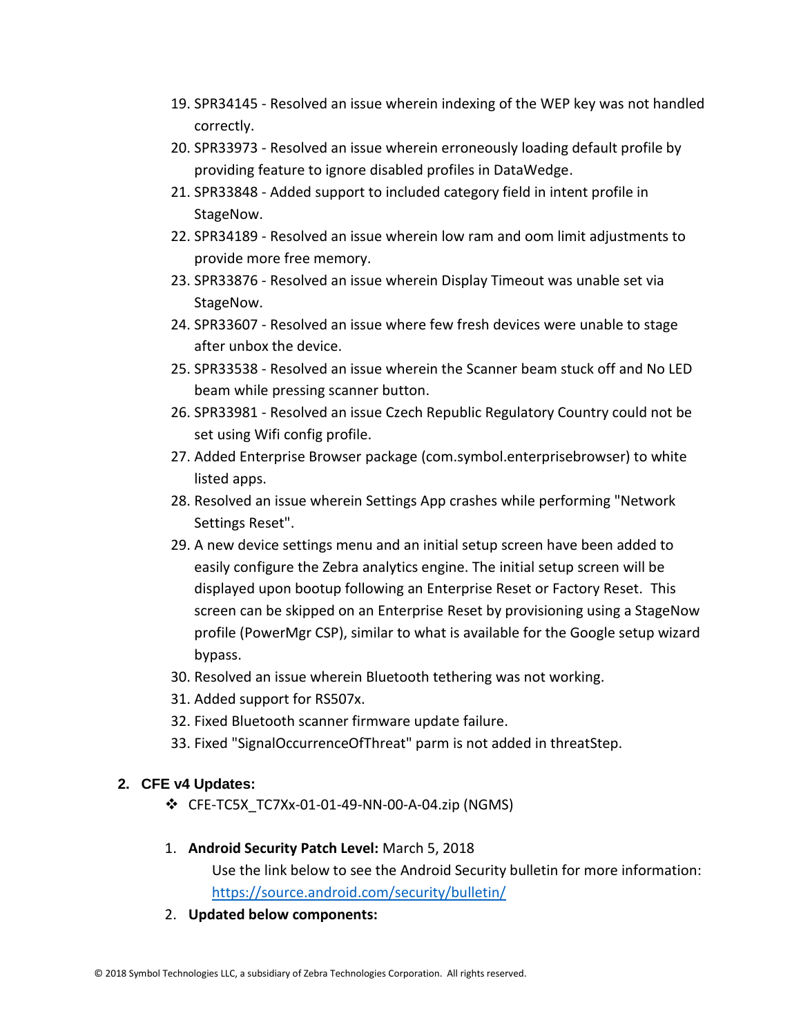19. SPR34145 - Resolved an issue wherein indexing of the WEP key was not handled correctly.
20. SPR33973 - Resolved an issue wherein erroneously loading default profile by providing feature to ignore disabled profiles in DataWedge.
21. SPR33848 - Added support to included category field in intent profile in StageNow.
22. SPR34189 - Resolved an issue wherein low ram and oom limit adjustments to provide more free memory.
23. SPR33876 - Resolved an issue wherein Display Timeout was unable set via StageNow.
24. SPR33607 - Resolved an issue where few fresh devices were unable to stage after unbox the device.
25. SPR33538 - Resolved an issue wherein the Scanner beam stuck off and No LED beam while pressing scanner button.
26. SPR33981 - Resolved an issue Czech Republic Regulatory Country could not be set using Wifi config profile.
27. Added Enterprise Browser package (com.symbol.enterprisebrowser) to white listed apps.
28. Resolved an issue wherein Settings App crashes while performing "Network Settings Reset".
29. A new device settings menu and an initial setup screen have been added to easily configure the Zebra analytics engine. The initial setup screen will be displayed upon bootup following an Enterprise Reset or Factory Reset. This screen can be skipped on an Enterprise Reset by provisioning using a StageNow profile (PowerMgr CSP), similar to what is available for the Google setup wizard bypass.
30. Resolved an issue wherein Bluetooth tethering was not working.
31. Added support for RS507x.
32. Fixed Bluetooth scanner firmware update failure.
33. Fixed "SignalOccurrenceOfThreat" parm is not added in threatStep.

## 2. CFE v4 Updates:

- CFE-TC5X_TC7Xx-01-01-49-NN-00-A-04.zip (NGMS)

1. **Android Security Patch Level:** March 5, 2018

   Use the link below to see the Android Security bulletin for more information: https://source.android.com/security/bulletin/

2. **Updated below components:**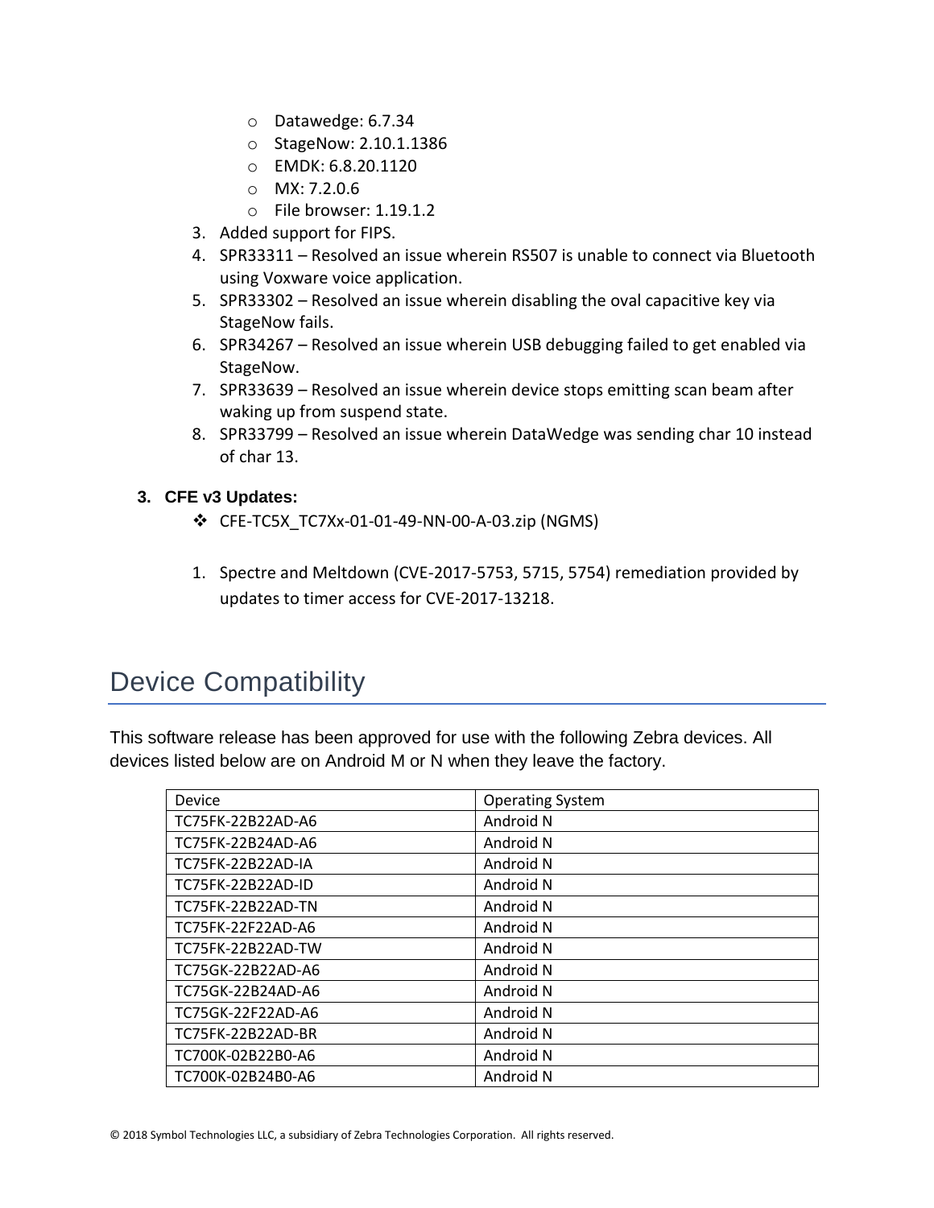- Datawedge: 6.7.34
- StageNow: 2.10.1.1386
- EMDK: 6.8.20.1120
- MX: 7.2.0.6
- File browser: 1.19.1.2

3. Added support for FIPS.
4. SPR33311 – Resolved an issue wherein RS507 is unable to connect via Bluetooth using Voxware voice application.
5. SPR33302 – Resolved an issue wherein disabling the oval capacitive key via StageNow fails.
6. SPR34267 – Resolved an issue wherein USB debugging failed to get enabled via StageNow.
7. SPR33639 – Resolved an issue wherein device stops emitting scan beam after waking up from suspend state.
8. SPR33799 – Resolved an issue wherein DataWedge was sending char 10 instead of char 13.

**3. CFE v3 Updates:**

- ❖ CFE-TC5X_TC7Xx-01-01-49-NN-00-A-03.zip (NGMS)

1. Spectre and Meltdown (CVE-2017-5753, 5715, 5754) remediation provided by updates to timer access for CVE-2017-13218.

# Device Compatibility

This software release has been approved for use with the following Zebra devices. All devices listed below are on Android M or N when they leave the factory.

| Device | Operating System |
|---|---|
| TC75FK-22B22AD-A6 | Android N |
| TC75FK-22B24AD-A6 | Android N |
| TC75FK-22B22AD-IA | Android N |
| TC75FK-22B22AD-ID | Android N |
| TC75FK-22B22AD-TN | Android N |
| TC75FK-22F22AD-A6 | Android N |
| TC75FK-22B22AD-TW | Android N |
| TC75GK-22B22AD-A6 | Android N |
| TC75GK-22B24AD-A6 | Android N |
| TC75GK-22F22AD-A6 | Android N |
| TC75FK-22B22AD-BR | Android N |
| TC700K-02B22B0-A6 | Android N |
| TC700K-02B24B0-A6 | Android N |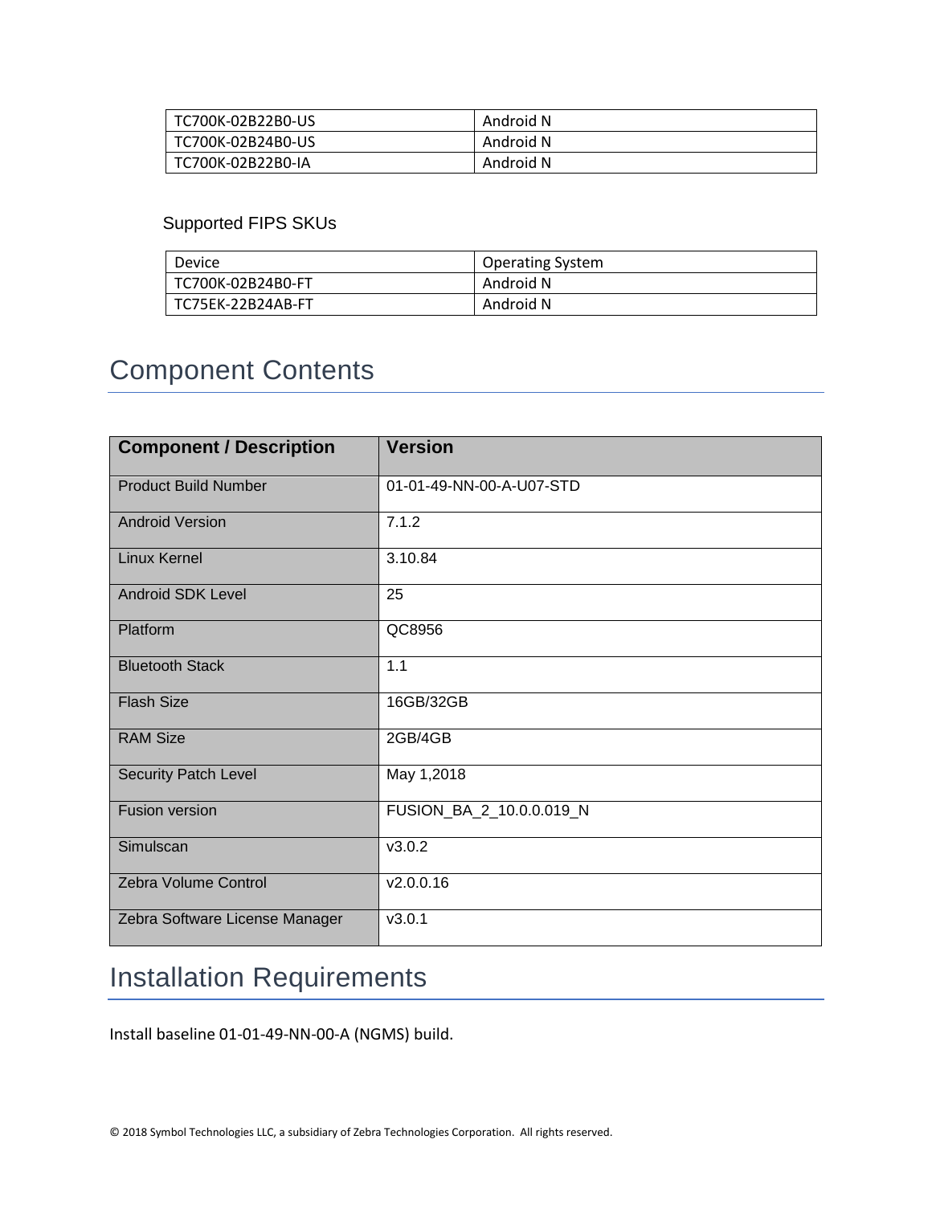| TC700K-02B22B0-US | Android N |
|---|---|
| TC700K-02B24B0-US | Android N |
| TC700K-02B22B0-IA | Android N |

Supported FIPS SKUs

| Device | Operating System |
|---|---|
| TC700K-02B24B0-FT | Android N |
| TC75EK-22B24AB-FT | Android N |

# Component Contents

| Component / Description | Version |
|---|---|
| Product Build Number | 01-01-49-NN-00-A-U07-STD |
| Android Version | 7.1.2 |
| Linux Kernel | 3.10.84 |
| Android SDK Level | 25 |
| Platform | QC8956 |
| Bluetooth Stack | 1.1 |
| Flash Size | 16GB/32GB |
| RAM Size | 2GB/4GB |
| Security Patch Level | May 1,2018 |
| Fusion version | FUSION_BA_2_10.0.0.019_N |
| Simulscan | v3.0.2 |
| Zebra Volume Control | v2.0.0.16 |
| Zebra Software License Manager | v3.0.1 |

# Installation Requirements

Install baseline 01-01-49-NN-00-A (NGMS) build.

© 2018 Symbol Technologies LLC, a subsidiary of Zebra Technologies Corporation. All rights reserved.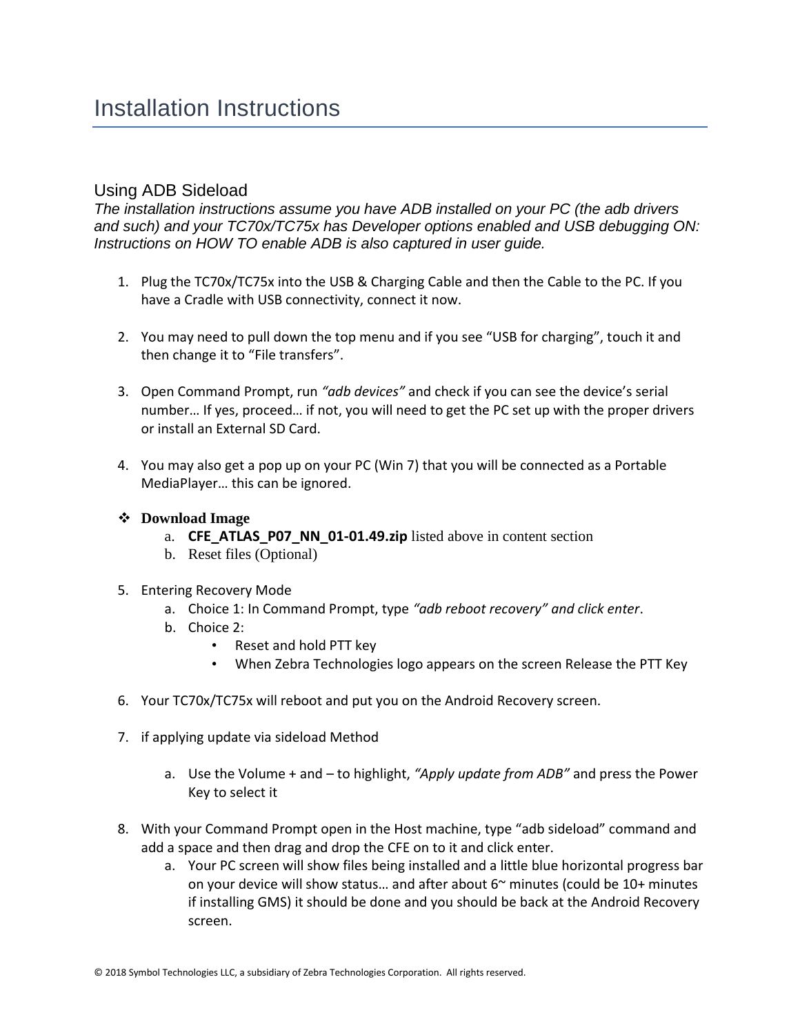# Installation Instructions

## Using ADB Sideload

*The installation instructions assume you have ADB installed on your PC (the adb drivers and such) and your TC70x/TC75x has Developer options enabled and USB debugging ON: Instructions on HOW TO enable ADB is also captured in user guide.*

1. Plug the TC70x/TC75x into the USB & Charging Cable and then the Cable to the PC. If you have a Cradle with USB connectivity, connect it now.

2. You may need to pull down the top menu and if you see “USB for charging”, touch it and then change it to “File transfers”.

3. Open Command Prompt, run *“adb devices”* and check if you can see the device’s serial number… If yes, proceed… if not, you will need to get the PC set up with the proper drivers or install an External SD Card.

4. You may also get a pop up on your PC (Win 7) that you will be connected as a Portable MediaPlayer… this can be ignored.

- **Download Image**
   a. **CFE_ATLAS_P07_NN_01-01.49.zip** listed above in content section
   b. Reset files (Optional)

5. Entering Recovery Mode
   a. Choice 1: In Command Prompt, type *“adb reboot recovery” and click enter*.
   b. Choice 2:
      - Reset and hold PTT key
      - When Zebra Technologies logo appears on the screen Release the PTT Key

6. Your TC70x/TC75x will reboot and put you on the Android Recovery screen.

7. if applying update via sideload Method

   a. Use the Volume + and – to highlight, *“Apply update from ADB”* and press the Power Key to select it

8. With your Command Prompt open in the Host machine, type “adb sideload” command and add a space and then drag and drop the CFE on to it and click enter.
   a. Your PC screen will show files being installed and a little blue horizontal progress bar on your device will show status… and after about 6~ minutes (could be 10+ minutes if installing GMS) it should be done and you should be back at the Android Recovery screen.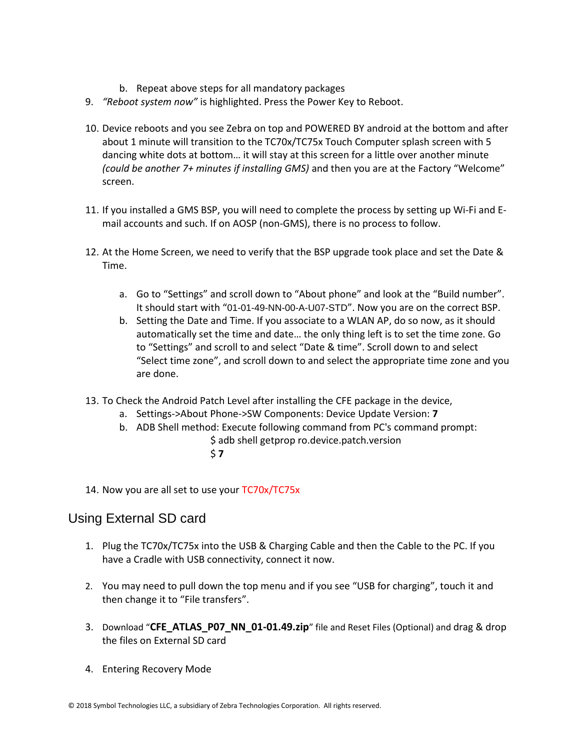b. Repeat above steps for all mandatory packages

9. *"Reboot system now"* is highlighted. Press the Power Key to Reboot.

10. Device reboots and you see Zebra on top and POWERED BY android at the bottom and after about 1 minute will transition to the TC70x/TC75x Touch Computer splash screen with 5 dancing white dots at bottom… it will stay at this screen for a little over another minute *(could be another 7+ minutes if installing GMS)* and then you are at the Factory "Welcome" screen.

11. If you installed a GMS BSP, you will need to complete the process by setting up Wi-Fi and E-mail accounts and such. If on AOSP (non-GMS), there is no process to follow.

12. At the Home Screen, we need to verify that the BSP upgrade took place and set the Date & Time.

    a. Go to "Settings" and scroll down to "About phone" and look at the "Build number". It should start with "01-01-49-NN-00-A-U07-STD". Now you are on the correct BSP.
    b. Setting the Date and Time. If you associate to a WLAN AP, do so now, as it should automatically set the time and date… the only thing left is to set the time zone. Go to "Settings" and scroll to and select "Date & time". Scroll down to and select "Select time zone", and scroll down to and select the appropriate time zone and you are done.

13. To Check the Android Patch Level after installing the CFE package in the device,
    a. Settings->About Phone->SW Components: Device Update Version: **7**
    b. ADB Shell method: Execute following command from PC's command prompt:
       $ adb shell getprop ro.device.patch.version
       $ **7**

14. Now you are all set to use your TC70x/TC75x

## Using External SD card

1. Plug the TC70x/TC75x into the USB & Charging Cable and then the Cable to the PC. If you have a Cradle with USB connectivity, connect it now.

2. You may need to pull down the top menu and if you see "USB for charging", touch it and then change it to "File transfers".

3. Download "**CFE_ATLAS_P07_NN_01-01.49.zip**" file and Reset Files (Optional) and drag & drop the files on External SD card

4. Entering Recovery Mode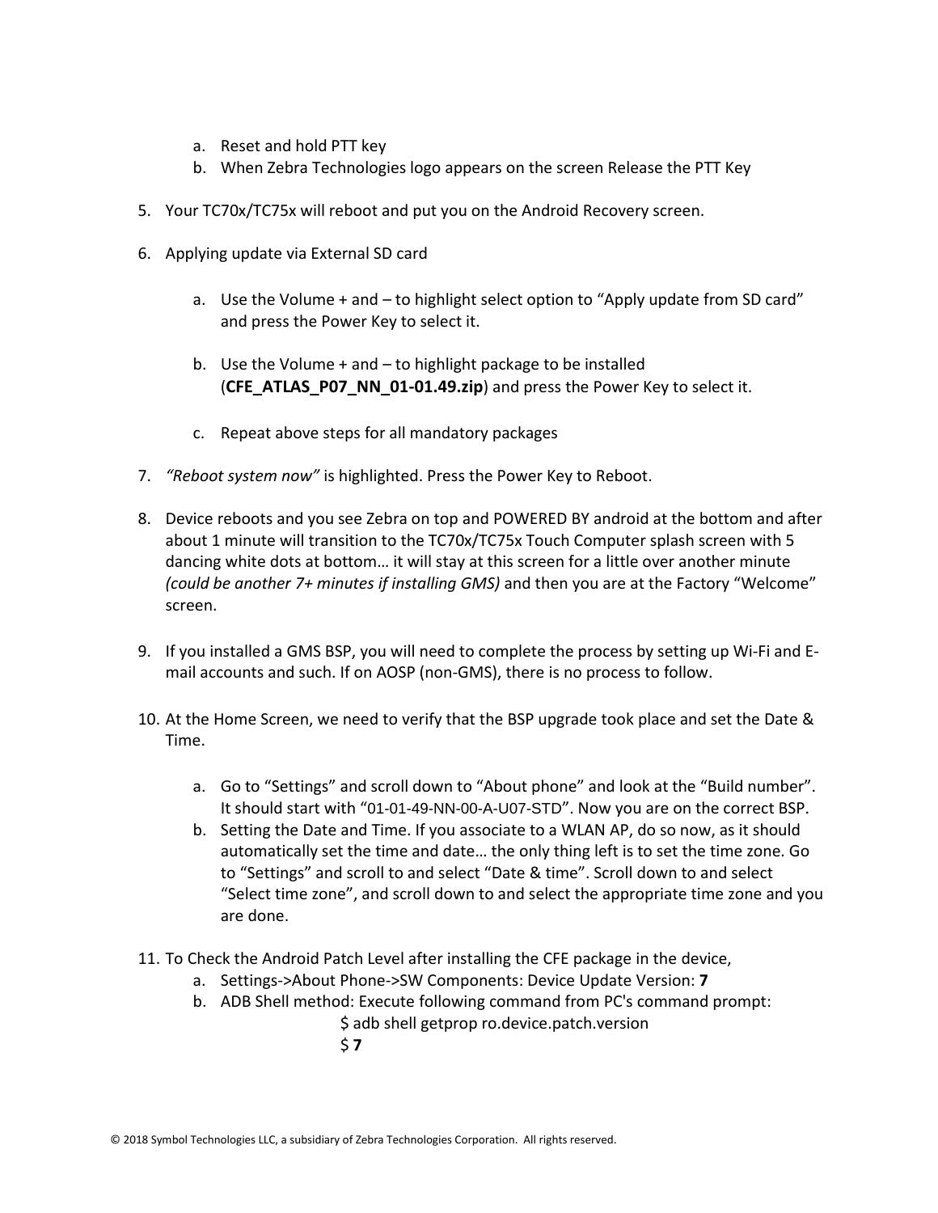a. Reset and hold PTT key
   b. When Zebra Technologies logo appears on the screen Release the PTT Key

5. Your TC70x/TC75x will reboot and put you on the Android Recovery screen.

6. Applying update via External SD card

   a. Use the Volume + and – to highlight select option to "Apply update from SD card" and press the Power Key to select it.

   b. Use the Volume + and – to highlight package to be installed (**CFE_ATLAS_P07_NN_01-01.49.zip**) and press the Power Key to select it.

   c. Repeat above steps for all mandatory packages

7. *"Reboot system now"* is highlighted. Press the Power Key to Reboot.

8. Device reboots and you see Zebra on top and POWERED BY android at the bottom and after about 1 minute will transition to the TC70x/TC75x Touch Computer splash screen with 5 dancing white dots at bottom… it will stay at this screen for a little over another minute *(could be another 7+ minutes if installing GMS)* and then you are at the Factory "Welcome" screen.

9. If you installed a GMS BSP, you will need to complete the process by setting up Wi-Fi and E-mail accounts and such. If on AOSP (non-GMS), there is no process to follow.

10. At the Home Screen, we need to verify that the BSP upgrade took place and set the Date & Time.

    a. Go to "Settings" and scroll down to "About phone" and look at the "Build number". It should start with "01-01-49-NN-00-A-U07-STD". Now you are on the correct BSP.
    b. Setting the Date and Time. If you associate to a WLAN AP, do so now, as it should automatically set the time and date… the only thing left is to set the time zone. Go to "Settings" and scroll to and select "Date & time". Scroll down to and select "Select time zone", and scroll down to and select the appropriate time zone and you are done.

11. To Check the Android Patch Level after installing the CFE package in the device,
    a. Settings->About Phone->SW Components: Device Update Version: **7**
    b. ADB Shell method: Execute following command from PC's command prompt:

       $ adb shell getprop ro.device.patch.version
       $ **7**

© 2018 Symbol Technologies LLC, a subsidiary of Zebra Technologies Corporation. All rights reserved.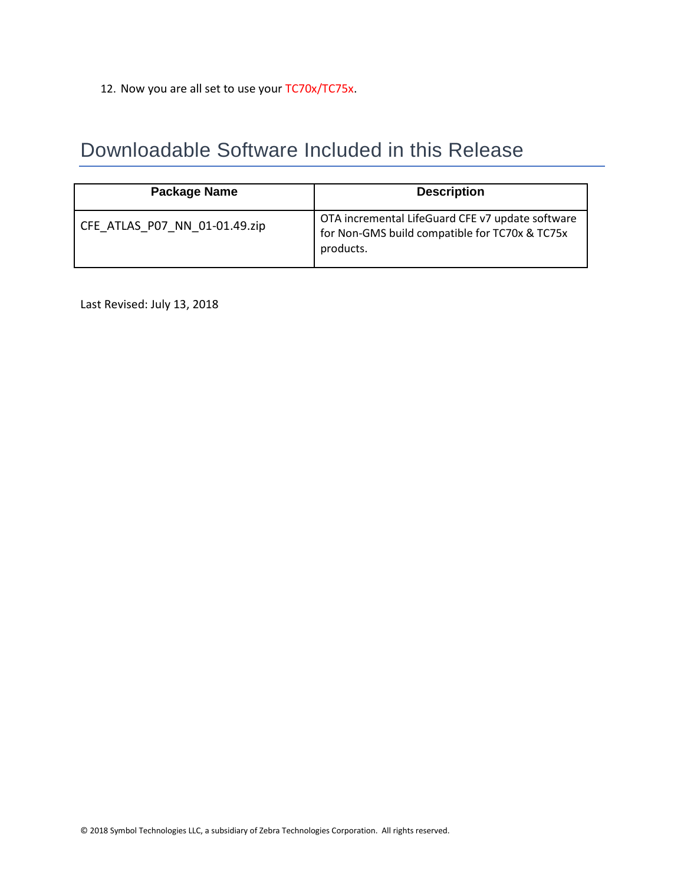12. Now you are all set to use your TC70x/TC75x.

## Downloadable Software Included in this Release

| Package Name | Description |
| --- | --- |
| CFE_ATLAS_P07_NN_01-01.49.zip | OTA incremental LifeGuard CFE v7 update software for Non-GMS build compatible for TC70x & TC75x products. |

Last Revised: July 13, 2018

© 2018 Symbol Technologies LLC, a subsidiary of Zebra Technologies Corporation. All rights reserved.